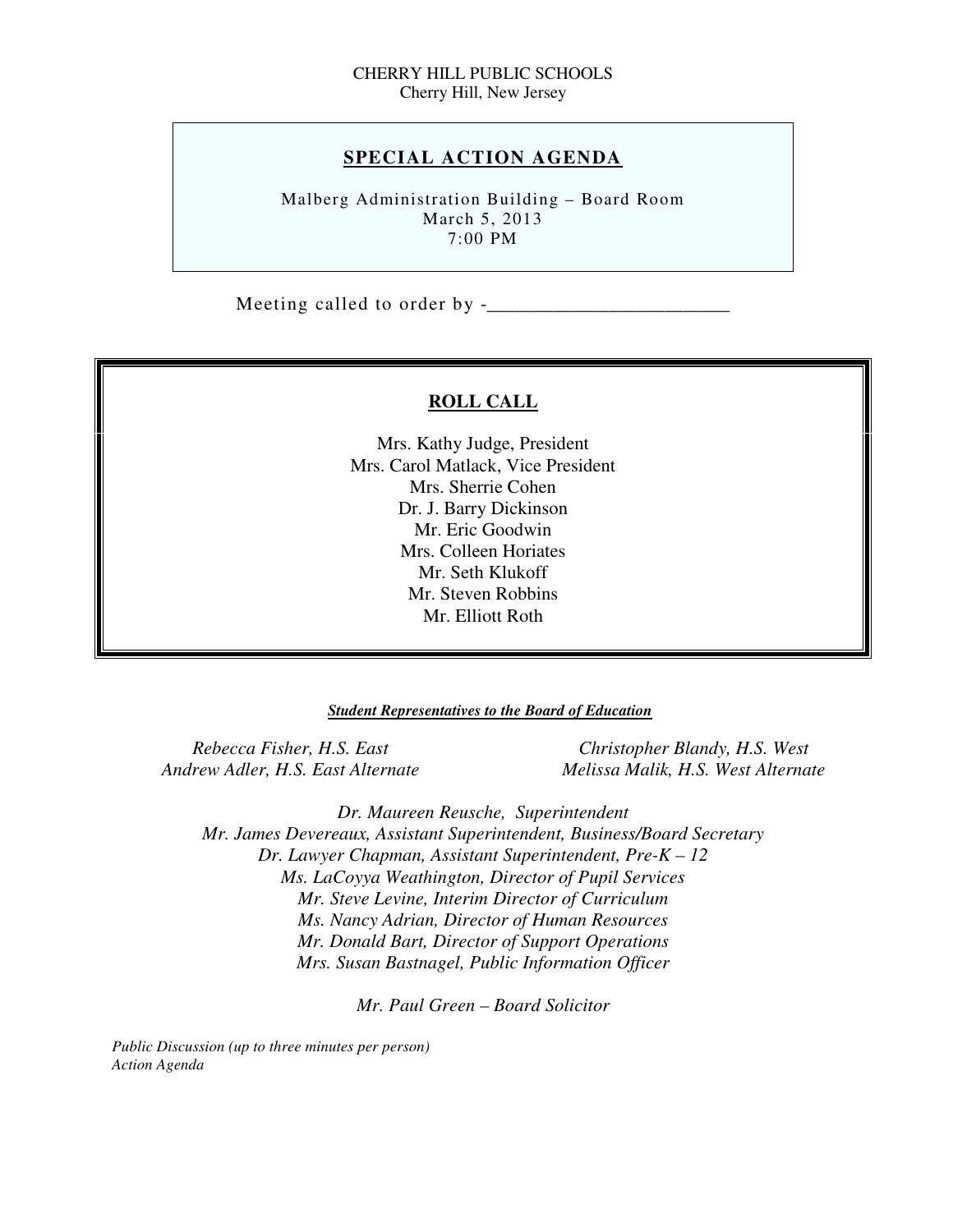CHERRY HILL PUBLIC SCHOOLS
Cherry Hill, New Jersey

## SPECIAL ACTION AGENDA

Malberg Administration Building – Board Room
March 5, 2013
7:00 PM

Meeting called to order by -_________________________

### ROLL CALL

Mrs. Kathy Judge, President
Mrs. Carol Matlack, Vice President
Mrs. Sherrie Cohen
Dr. J. Barry Dickinson
Mr. Eric Goodwin
Mrs. Colleen Horiates
Mr. Seth Klukoff
Mr. Steven Robbins
Mr. Elliott Roth

***Student Representatives to the Board of Education***

*Rebecca Fisher, H.S. East*
*Andrew Adler, H.S. East Alternate*
*Christopher Blandy, H.S. West*
*Melissa Malik, H.S. West Alternate*

*Dr. Maureen Reusche, Superintendent*
*Mr. James Devereaux, Assistant Superintendent, Business/Board Secretary*
*Dr. Lawyer Chapman, Assistant Superintendent, Pre-K – 12*
*Ms. LaCoyya Weathington, Director of Pupil Services*
*Mr. Steve Levine, Interim Director of Curriculum*
*Ms. Nancy Adrian, Director of Human Resources*
*Mr. Donald Bart, Director of Support Operations*
*Mrs. Susan Bastnagel, Public Information Officer*

*Mr. Paul Green – Board Solicitor*

*Public Discussion (up to three minutes per person)*
*Action Agenda*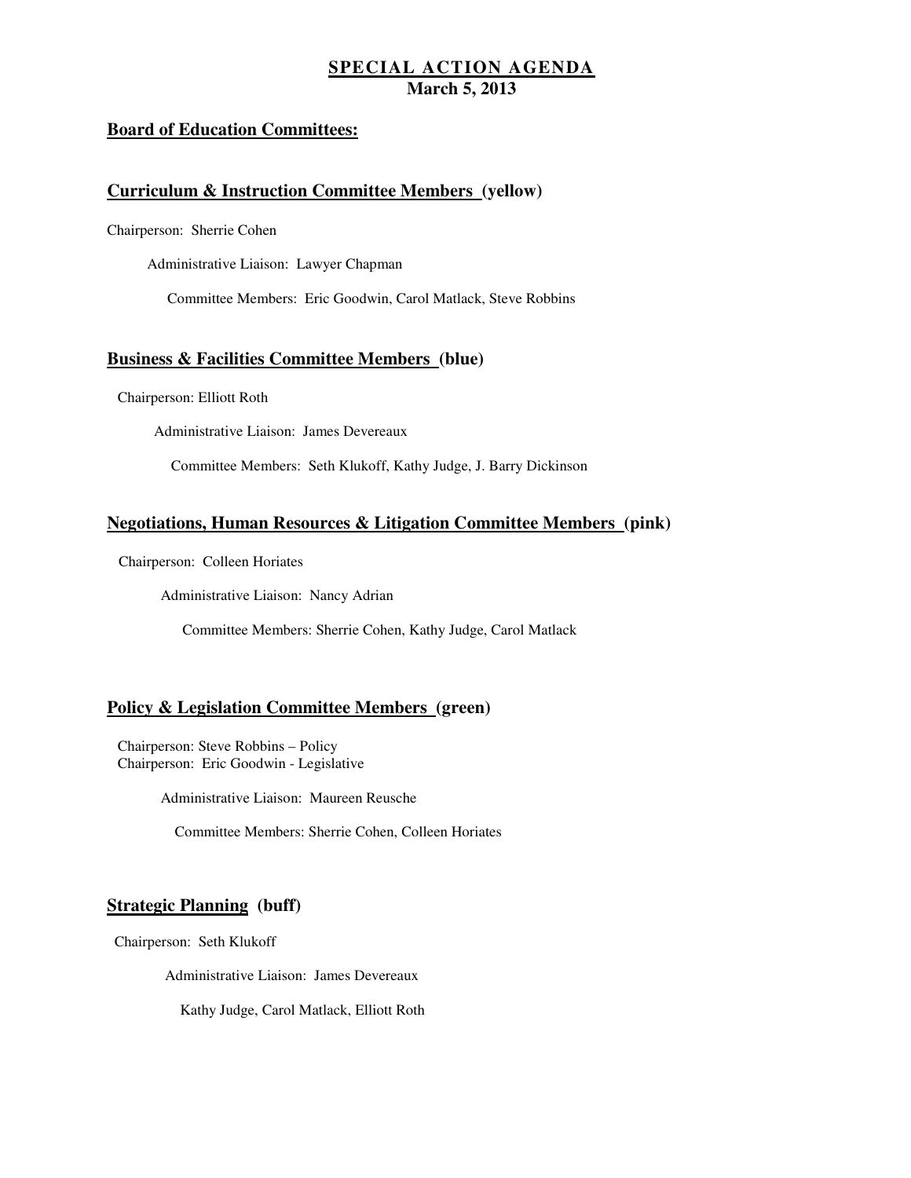**SPECIAL ACTION AGENDA**
**March 5, 2013**

**Board of Education Committees:**

**Curriculum & Instruction Committee Members (yellow)**

Chairperson: Sherrie Cohen

Administrative Liaison: Lawyer Chapman

Committee Members: Eric Goodwin, Carol Matlack, Steve Robbins

**Business & Facilities Committee Members (blue)**

Chairperson: Elliott Roth

Administrative Liaison: James Devereaux

Committee Members: Seth Klukoff, Kathy Judge, J. Barry Dickinson

**Negotiations, Human Resources & Litigation Committee Members (pink)**

Chairperson: Colleen Horiates

Administrative Liaison: Nancy Adrian

Committee Members: Sherrie Cohen, Kathy Judge, Carol Matlack

**Policy & Legislation Committee Members (green)**

Chairperson: Steve Robbins – Policy
Chairperson: Eric Goodwin - Legislative

Administrative Liaison: Maureen Reusche

Committee Members: Sherrie Cohen, Colleen Horiates

**Strategic Planning (buff)**

Chairperson: Seth Klukoff

Administrative Liaison: James Devereaux

Kathy Judge, Carol Matlack, Elliott Roth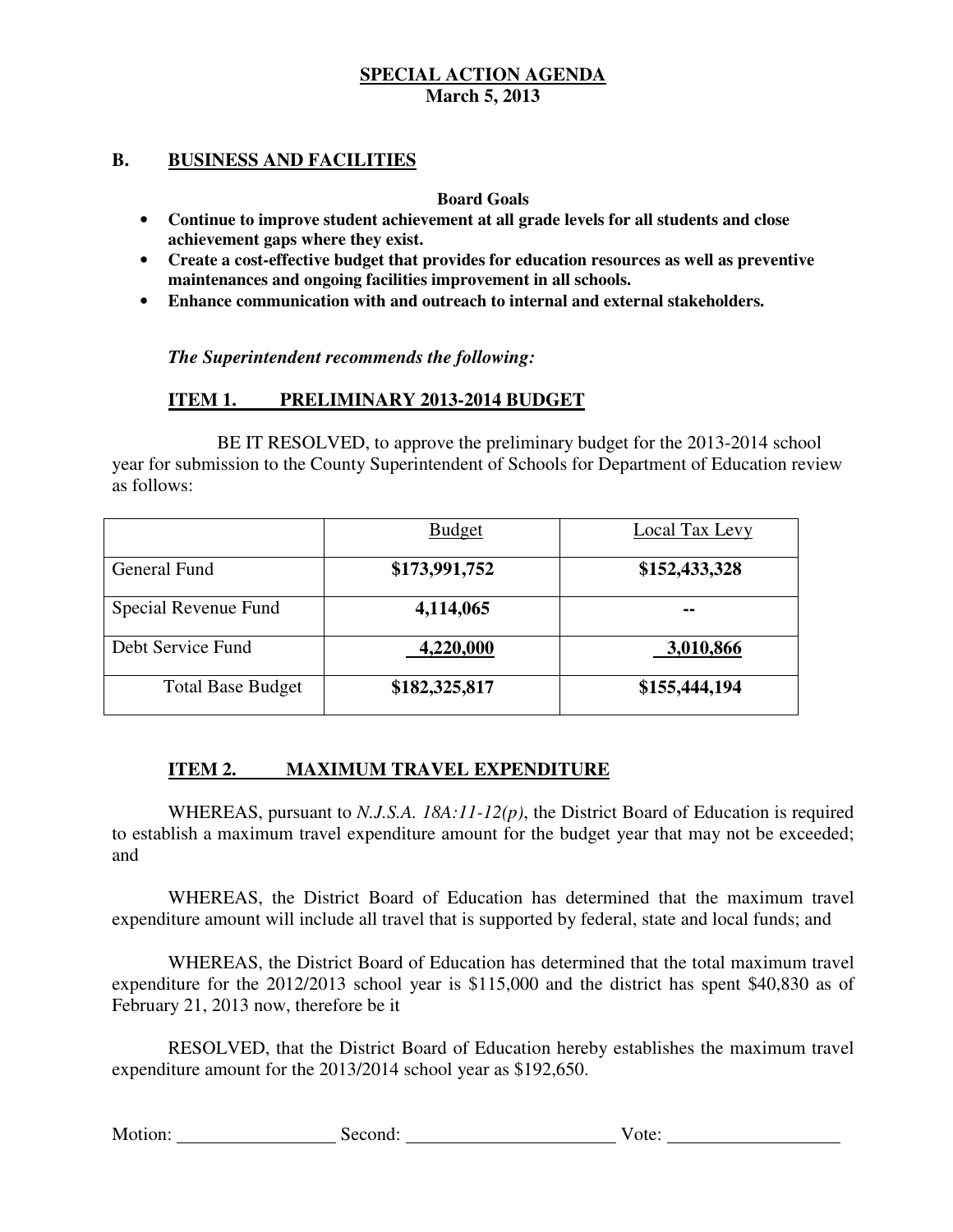**SPECIAL ACTION AGENDA**
**March 5, 2013**

## B. BUSINESS AND FACILITIES

**Board Goals**

- **Continue to improve student achievement at all grade levels for all students and close achievement gaps where they exist.**
- **Create a cost-effective budget that provides for education resources as well as preventive maintenances and ongoing facilities improvement in all schools.**
- **Enhance communication with and outreach to internal and external stakeholders.**

***The Superintendent recommends the following:***

### ITEM 1. PRELIMINARY 2013-2014 BUDGET

BE IT RESOLVED, to approve the preliminary budget for the 2013-2014 school year for submission to the County Superintendent of Schools for Department of Education review as follows:

| | Budget | Local Tax Levy |
|---|---|---|
| General Fund | **$173,991,752** | **$152,433,328** |
| Special Revenue Fund | **4,114,065** | **--** |
| Debt Service Fund | **4,220,000** | **3,010,866** |
| Total Base Budget | **$182,325,817** | **$155,444,194** |

### ITEM 2. MAXIMUM TRAVEL EXPENDITURE

WHEREAS, pursuant to *N.J.S.A. 18A:11-12(p)*, the District Board of Education is required to establish a maximum travel expenditure amount for the budget year that may not be exceeded; and

WHEREAS, the District Board of Education has determined that the maximum travel expenditure amount will include all travel that is supported by federal, state and local funds; and

WHEREAS, the District Board of Education has determined that the total maximum travel expenditure for the 2012/2013 school year is $115,000 and the district has spent $40,830 as of February 21, 2013 now, therefore be it

RESOLVED, that the District Board of Education hereby establishes the maximum travel expenditure amount for the 2013/2014 school year as $192,650.

Motion: _________________ Second: _______________________ Vote: ___________________